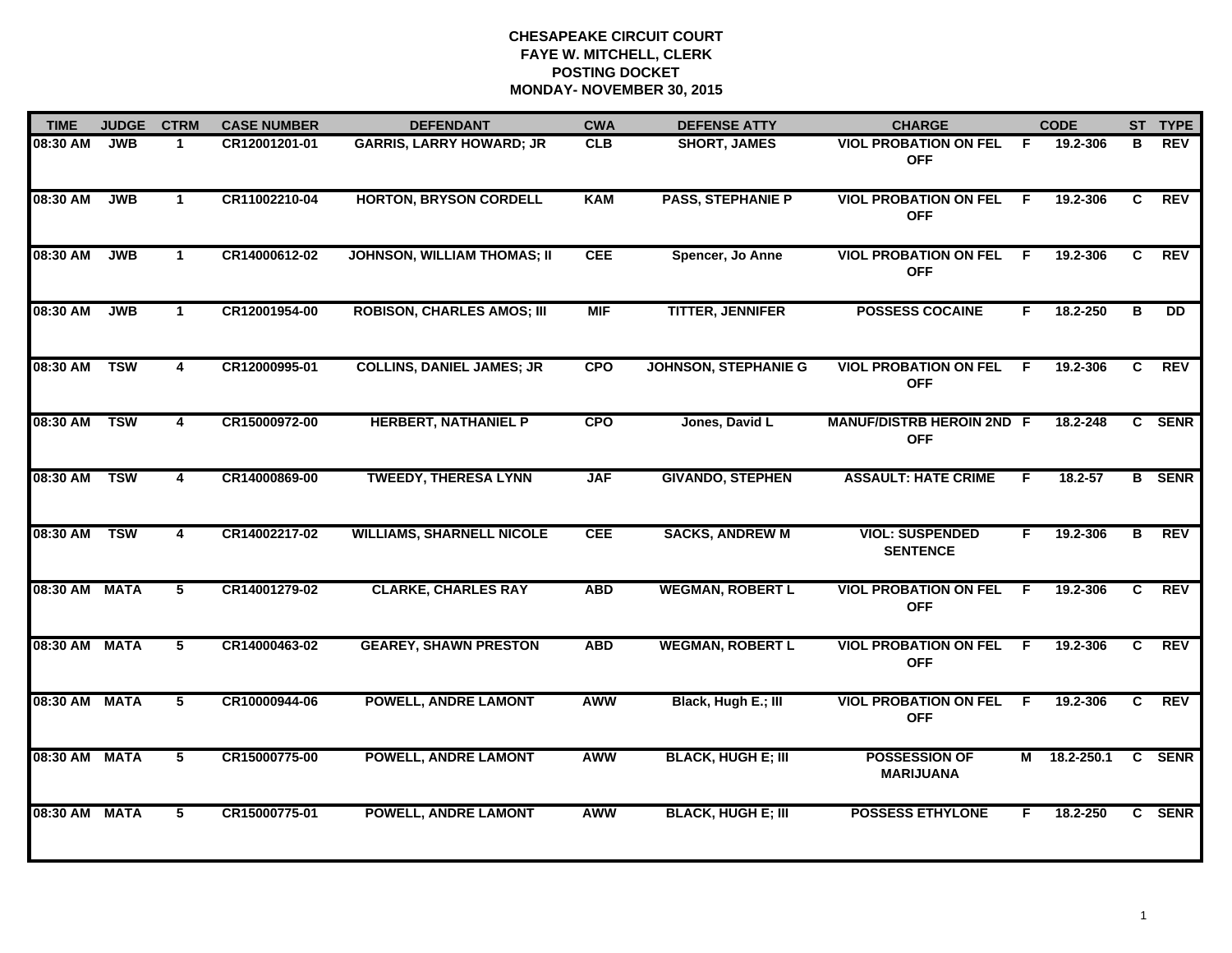**CHESAPEAKE CIRCUIT COURT**
**FAYE W. MITCHELL, CLERK**
**POSTING DOCKET**
**MONDAY- NOVEMBER 30, 2015**

| TIME | JUDGE | CTRM | CASE NUMBER | DEFENDANT | CWA | DEFENSE ATTY | CHARGE | | CODE | ST | TYPE |
|---|---|---|---|---|---|---|---|---|---|---|---|
| 08:30 AM | JWB | 1 | CR12001201-01 | GARRIS, LARRY HOWARD; JR | CLB | SHORT, JAMES | VIOL PROBATION ON FEL OFF | F | 19.2-306 | B | REV |
| 08:30 AM | JWB | 1 | CR11002210-04 | HORTON, BRYSON CORDELL | KAM | PASS, STEPHANIE P | VIOL PROBATION ON FEL OFF | F | 19.2-306 | C | REV |
| 08:30 AM | JWB | 1 | CR14000612-02 | JOHNSON, WILLIAM THOMAS; II | CEE | Spencer, Jo Anne | VIOL PROBATION ON FEL OFF | F | 19.2-306 | C | REV |
| 08:30 AM | JWB | 1 | CR12001954-00 | ROBISON, CHARLES AMOS; III | MIF | TITTER, JENNIFER | POSSESS COCAINE | F | 18.2-250 | B | DD |
| 08:30 AM | TSW | 4 | CR12000995-01 | COLLINS, DANIEL JAMES; JR | CPO | JOHNSON, STEPHANIE G | VIOL PROBATION ON FEL OFF | F | 19.2-306 | C | REV |
| 08:30 AM | TSW | 4 | CR15000972-00 | HERBERT, NATHANIEL P | CPO | Jones, David L | MANUF/DISTRB HEROIN 2ND OFF | F | 18.2-248 | C | SENR |
| 08:30 AM | TSW | 4 | CR14000869-00 | TWEEDY, THERESA LYNN | JAF | GIVANDO, STEPHEN | ASSAULT: HATE CRIME | F | 18.2-57 | B | SENR |
| 08:30 AM | TSW | 4 | CR14002217-02 | WILLIAMS, SHARNELL NICOLE | CEE | SACKS, ANDREW M | VIOL: SUSPENDED SENTENCE | F | 19.2-306 | B | REV |
| 08:30 AM | MATA | 5 | CR14001279-02 | CLARKE, CHARLES RAY | ABD | WEGMAN, ROBERT L | VIOL PROBATION ON FEL OFF | F | 19.2-306 | C | REV |
| 08:30 AM | MATA | 5 | CR14000463-02 | GEAREY, SHAWN PRESTON | ABD | WEGMAN, ROBERT L | VIOL PROBATION ON FEL OFF | F | 19.2-306 | C | REV |
| 08:30 AM | MATA | 5 | CR10000944-06 | POWELL, ANDRE LAMONT | AWW | Black, Hugh E.; III | VIOL PROBATION ON FEL OFF | F | 19.2-306 | C | REV |
| 08:30 AM | MATA | 5 | CR15000775-00 | POWELL, ANDRE LAMONT | AWW | BLACK, HUGH E; III | POSSESSION OF MARIJUANA | M | 18.2-250.1 | C | SENR |
| 08:30 AM | MATA | 5 | CR15000775-01 | POWELL, ANDRE LAMONT | AWW | BLACK, HUGH E; III | POSSESS ETHYLONE | F | 18.2-250 | C | SENR |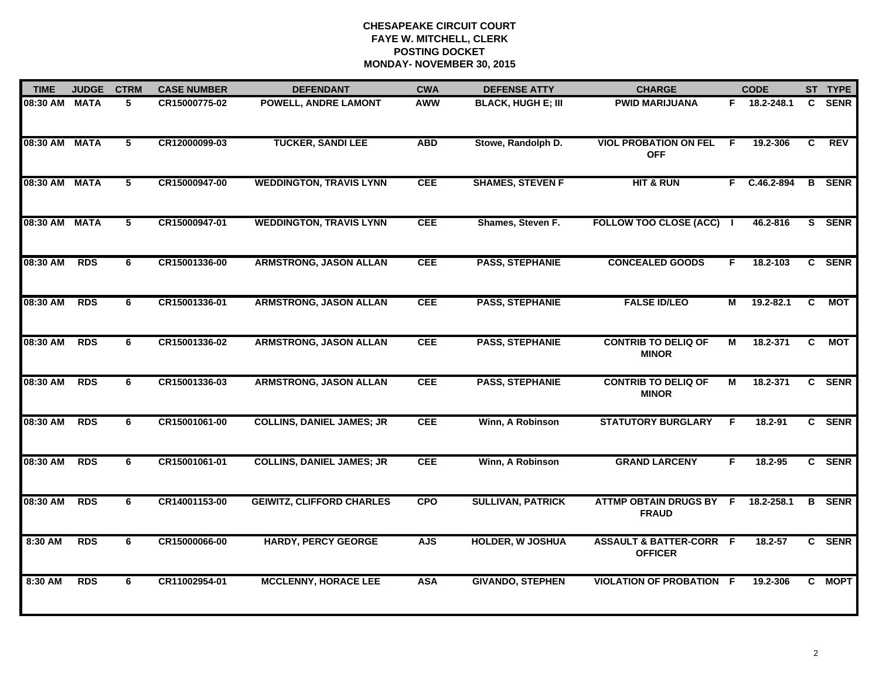**CHESAPEAKE CIRCUIT COURT**
**FAYE W. MITCHELL, CLERK**
**POSTING DOCKET**
**MONDAY- NOVEMBER 30, 2015**

| TIME | JUDGE | CTRM | CASE NUMBER | DEFENDANT | CWA | DEFENSE ATTY | CHARGE | | CODE | ST | TYPE |
|---|---|---|---|---|---|---|---|---|---|---|---|
| 08:30 AM | MATA | 5 | CR15000775-02 | POWELL, ANDRE LAMONT | AWW | BLACK, HUGH E; III | PWID MARIJUANA | F | 18.2-248.1 | C | SENR |
| 08:30 AM | MATA | 5 | CR12000099-03 | TUCKER, SANDI LEE | ABD | Stowe, Randolph D. | VIOL PROBATION ON FEL OFF | F | 19.2-306 | C | REV |
| 08:30 AM | MATA | 5 | CR15000947-00 | WEDDINGTON, TRAVIS LYNN | CEE | SHAMES, STEVEN F | HIT & RUN | F | C.46.2-894 | B | SENR |
| 08:30 AM | MATA | 5 | CR15000947-01 | WEDDINGTON, TRAVIS LYNN | CEE | Shames, Steven F. | FOLLOW TOO CLOSE (ACC) | I | 46.2-816 | S | SENR |
| 08:30 AM | RDS | 6 | CR15001336-00 | ARMSTRONG, JASON ALLAN | CEE | PASS, STEPHANIE | CONCEALED GOODS | F | 18.2-103 | C | SENR |
| 08:30 AM | RDS | 6 | CR15001336-01 | ARMSTRONG, JASON ALLAN | CEE | PASS, STEPHANIE | FALSE ID/LEO | M | 19.2-82.1 | C | MOT |
| 08:30 AM | RDS | 6 | CR15001336-02 | ARMSTRONG, JASON ALLAN | CEE | PASS, STEPHANIE | CONTRIB TO DELIQ OF MINOR | M | 18.2-371 | C | MOT |
| 08:30 AM | RDS | 6 | CR15001336-03 | ARMSTRONG, JASON ALLAN | CEE | PASS, STEPHANIE | CONTRIB TO DELIQ OF MINOR | M | 18.2-371 | C | SENR |
| 08:30 AM | RDS | 6 | CR15001061-00 | COLLINS, DANIEL JAMES; JR | CEE | Winn, A Robinson | STATUTORY BURGLARY | F | 18.2-91 | C | SENR |
| 08:30 AM | RDS | 6 | CR15001061-01 | COLLINS, DANIEL JAMES; JR | CEE | Winn, A Robinson | GRAND LARCENY | F | 18.2-95 | C | SENR |
| 08:30 AM | RDS | 6 | CR14001153-00 | GEIWITZ, CLIFFORD CHARLES | CPO | SULLIVAN, PATRICK | ATTMP OBTAIN DRUGS BY FRAUD | F | 18.2-258.1 | B | SENR |
| 8:30 AM | RDS | 6 | CR15000066-00 | HARDY, PERCY GEORGE | AJS | HOLDER, W JOSHUA | ASSAULT & BATTER-CORR OFFICER | F | 18.2-57 | C | SENR |
| 8:30 AM | RDS | 6 | CR11002954-01 | MCCLENNY, HORACE LEE | ASA | GIVANDO, STEPHEN | VIOLATION OF PROBATION | F | 19.2-306 | C | MOPT |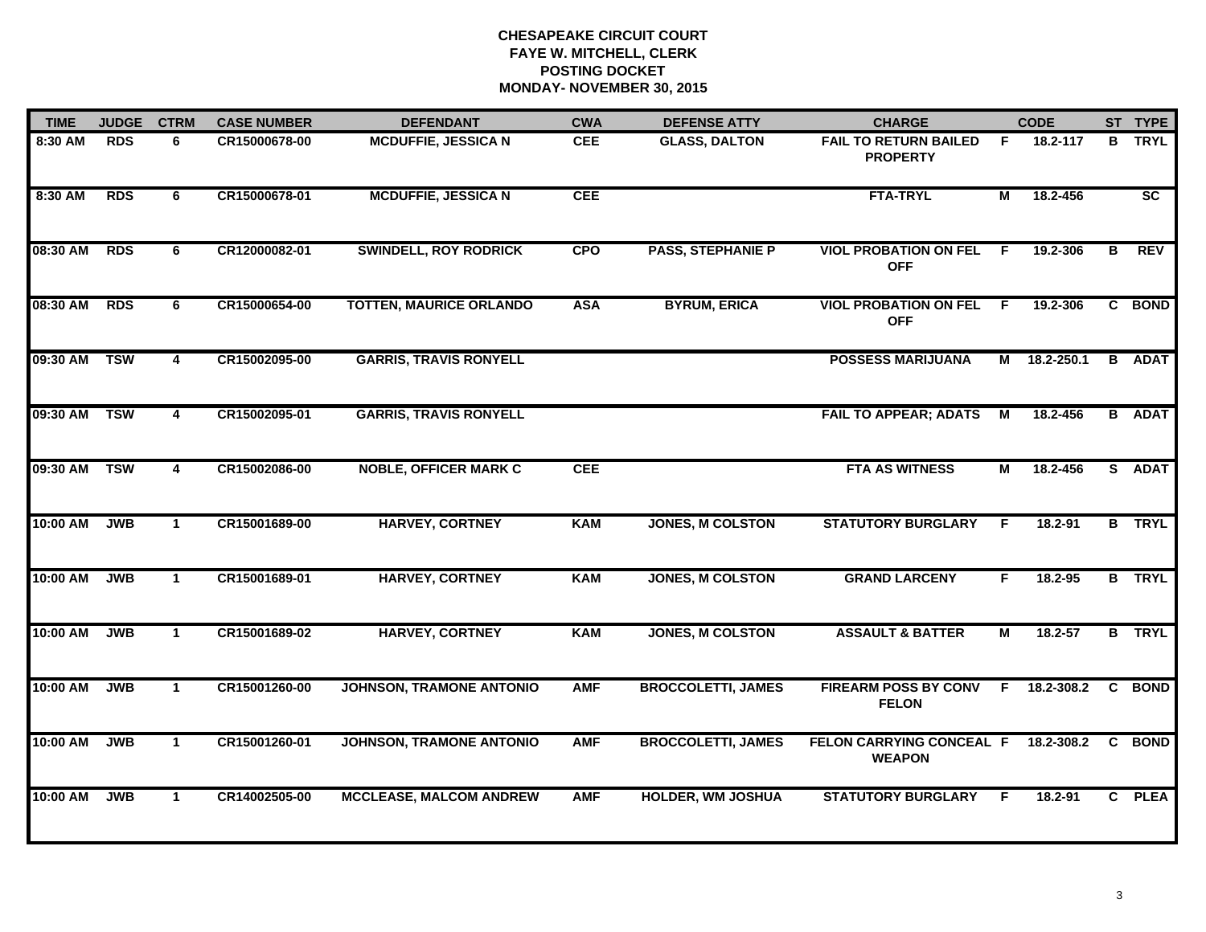**CHESAPEAKE CIRCUIT COURT**
**FAYE W. MITCHELL, CLERK**
**POSTING DOCKET**
**MONDAY- NOVEMBER 30, 2015**

| TIME | JUDGE | CTRM | CASE NUMBER | DEFENDANT | CWA | DEFENSE ATTY | CHARGE | | CODE | ST | TYPE |
|---|---|---|---|---|---|---|---|---|---|---|---|
| 8:30 AM | RDS | 6 | CR15000678-00 | MCDUFFIE, JESSICA N | CEE | GLASS, DALTON | FAIL TO RETURN BAILED PROPERTY | F | 18.2-117 | B | TRYL |
| 8:30 AM | RDS | 6 | CR15000678-01 | MCDUFFIE, JESSICA N | CEE | | FTA-TRYL | M | 18.2-456 | | SC |
| 08:30 AM | RDS | 6 | CR12000082-01 | SWINDELL, ROY RODRICK | CPO | PASS, STEPHANIE P | VIOL PROBATION ON FEL OFF | F | 19.2-306 | B | REV |
| 08:30 AM | RDS | 6 | CR15000654-00 | TOTTEN, MAURICE ORLANDO | ASA | BYRUM, ERICA | VIOL PROBATION ON FEL OFF | F | 19.2-306 | C | BOND |
| 09:30 AM | TSW | 4 | CR15002095-00 | GARRIS, TRAVIS RONYELL | | | POSSESS MARIJUANA | M | 18.2-250.1 | B | ADAT |
| 09:30 AM | TSW | 4 | CR15002095-01 | GARRIS, TRAVIS RONYELL | | | FAIL TO APPEAR; ADATS | M | 18.2-456 | B | ADAT |
| 09:30 AM | TSW | 4 | CR15002086-00 | NOBLE, OFFICER MARK C | CEE | | FTA AS WITNESS | M | 18.2-456 | S | ADAT |
| 10:00 AM | JWB | 1 | CR15001689-00 | HARVEY, CORTNEY | KAM | JONES, M COLSTON | STATUTORY BURGLARY | F | 18.2-91 | B | TRYL |
| 10:00 AM | JWB | 1 | CR15001689-01 | HARVEY, CORTNEY | KAM | JONES, M COLSTON | GRAND LARCENY | F | 18.2-95 | B | TRYL |
| 10:00 AM | JWB | 1 | CR15001689-02 | HARVEY, CORTNEY | KAM | JONES, M COLSTON | ASSAULT & BATTER | M | 18.2-57 | B | TRYL |
| 10:00 AM | JWB | 1 | CR15001260-00 | JOHNSON, TRAMONE ANTONIO | AMF | BROCCOLETTI, JAMES | FIREARM POSS BY CONV FELON | F | 18.2-308.2 | C | BOND |
| 10:00 AM | JWB | 1 | CR15001260-01 | JOHNSON, TRAMONE ANTONIO | AMF | BROCCOLETTI, JAMES | FELON CARRYING CONCEAL WEAPON | F | 18.2-308.2 | C | BOND |
| 10:00 AM | JWB | 1 | CR14002505-00 | MCCLEASE, MALCOM ANDREW | AMF | HOLDER, WM JOSHUA | STATUTORY BURGLARY | F | 18.2-91 | C | PLEA |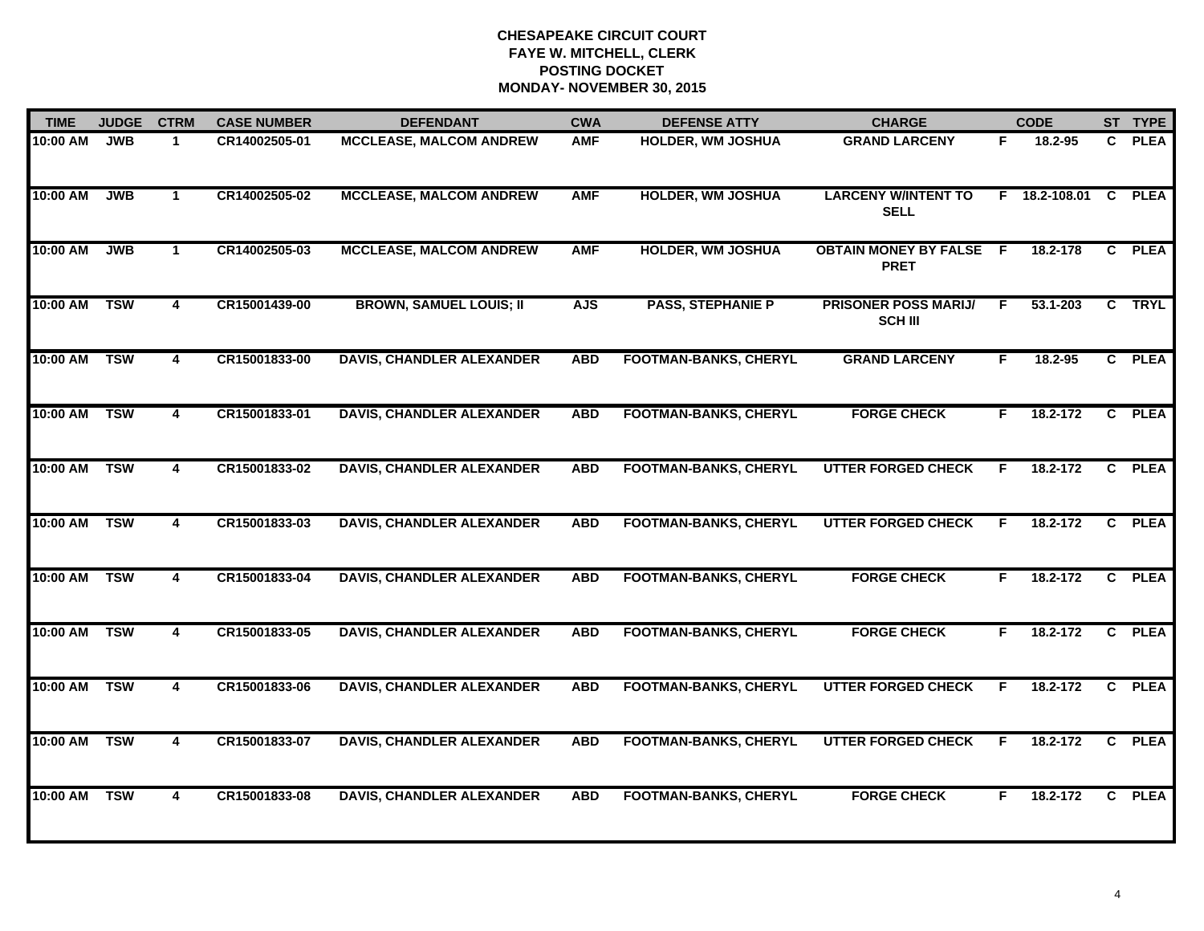**CHESAPEAKE CIRCUIT COURT**
**FAYE W. MITCHELL, CLERK**
**POSTING DOCKET**
**MONDAY- NOVEMBER 30, 2015**

| TIME | JUDGE | CTRM | CASE NUMBER | DEFENDANT | CWA | DEFENSE ATTY | CHARGE | | CODE | ST | TYPE |
|---|---|---|---|---|---|---|---|---|---|---|---|
| 10:00 AM | JWB | 1 | CR14002505-01 | MCCLEASE, MALCOM ANDREW | AMF | HOLDER, WM JOSHUA | GRAND LARCENY | F | 18.2-95 | C | PLEA |
| 10:00 AM | JWB | 1 | CR14002505-02 | MCCLEASE, MALCOM ANDREW | AMF | HOLDER, WM JOSHUA | LARCENY W/INTENT TO SELL | F | 18.2-108.01 | C | PLEA |
| 10:00 AM | JWB | 1 | CR14002505-03 | MCCLEASE, MALCOM ANDREW | AMF | HOLDER, WM JOSHUA | OBTAIN MONEY BY FALSE PRET | F | 18.2-178 | C | PLEA |
| 10:00 AM | TSW | 4 | CR15001439-00 | BROWN, SAMUEL LOUIS; II | AJS | PASS, STEPHANIE P | PRISONER POSS MARIJ/ SCH III | F | 53.1-203 | C | TRYL |
| 10:00 AM | TSW | 4 | CR15001833-00 | DAVIS, CHANDLER ALEXANDER | ABD | FOOTMAN-BANKS, CHERYL | GRAND LARCENY | F | 18.2-95 | C | PLEA |
| 10:00 AM | TSW | 4 | CR15001833-01 | DAVIS, CHANDLER ALEXANDER | ABD | FOOTMAN-BANKS, CHERYL | FORGE CHECK | F | 18.2-172 | C | PLEA |
| 10:00 AM | TSW | 4 | CR15001833-02 | DAVIS, CHANDLER ALEXANDER | ABD | FOOTMAN-BANKS, CHERYL | UTTER FORGED CHECK | F | 18.2-172 | C | PLEA |
| 10:00 AM | TSW | 4 | CR15001833-03 | DAVIS, CHANDLER ALEXANDER | ABD | FOOTMAN-BANKS, CHERYL | UTTER FORGED CHECK | F | 18.2-172 | C | PLEA |
| 10:00 AM | TSW | 4 | CR15001833-04 | DAVIS, CHANDLER ALEXANDER | ABD | FOOTMAN-BANKS, CHERYL | FORGE CHECK | F | 18.2-172 | C | PLEA |
| 10:00 AM | TSW | 4 | CR15001833-05 | DAVIS, CHANDLER ALEXANDER | ABD | FOOTMAN-BANKS, CHERYL | FORGE CHECK | F | 18.2-172 | C | PLEA |
| 10:00 AM | TSW | 4 | CR15001833-06 | DAVIS, CHANDLER ALEXANDER | ABD | FOOTMAN-BANKS, CHERYL | UTTER FORGED CHECK | F | 18.2-172 | C | PLEA |
| 10:00 AM | TSW | 4 | CR15001833-07 | DAVIS, CHANDLER ALEXANDER | ABD | FOOTMAN-BANKS, CHERYL | UTTER FORGED CHECK | F | 18.2-172 | C | PLEA |
| 10:00 AM | TSW | 4 | CR15001833-08 | DAVIS, CHANDLER ALEXANDER | ABD | FOOTMAN-BANKS, CHERYL | FORGE CHECK | F | 18.2-172 | C | PLEA |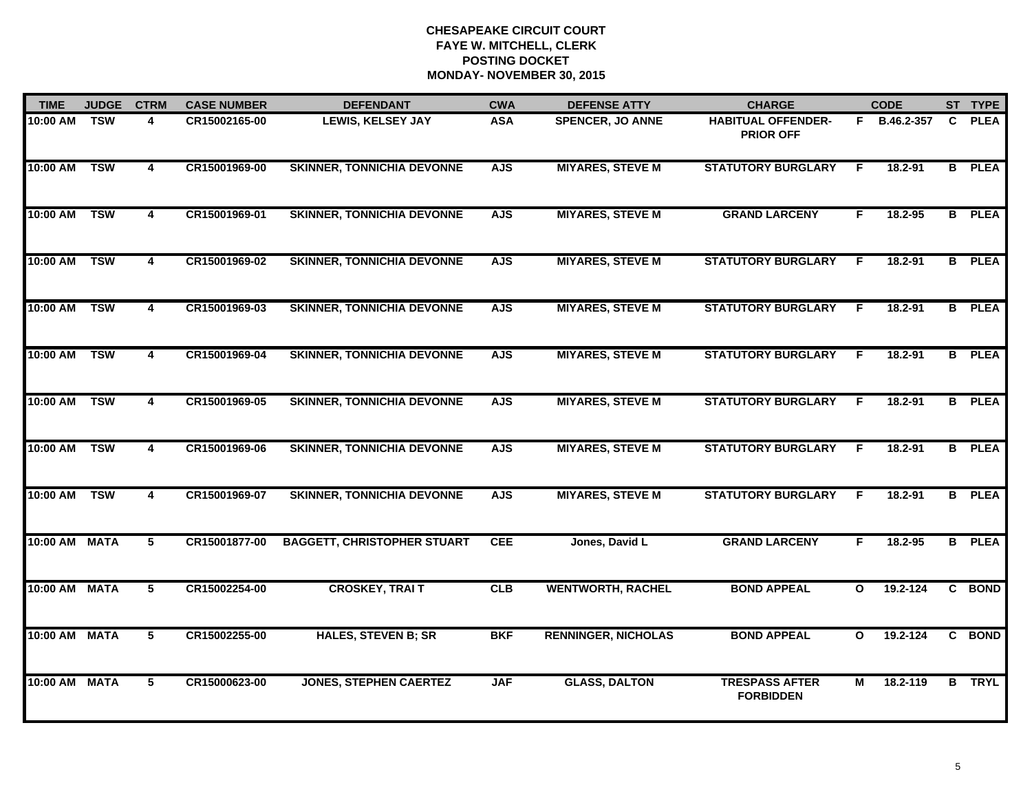# CHESAPEAKE CIRCUIT COURT
## FAYE W. MITCHELL, CLERK
## POSTING DOCKET
## MONDAY- NOVEMBER 30, 2015

| TIME | JUDGE | CTRM | CASE NUMBER | DEFENDANT | CWA | DEFENSE ATTY | CHARGE | | CODE | ST | TYPE |
|---|---|---|---|---|---|---|---|---|---|---|---|
| 10:00 AM | TSW | 4 | CR15002165-00 | LEWIS, KELSEY JAY | ASA | SPENCER, JO ANNE | HABITUAL OFFENDER-PRIOR OFF | F | B.46.2-357 | C | PLEA |
| 10:00 AM | TSW | 4 | CR15001969-00 | SKINNER, TONNICHIA DEVONNE | AJS | MIYARES, STEVE M | STATUTORY BURGLARY | F | 18.2-91 | B | PLEA |
| 10:00 AM | TSW | 4 | CR15001969-01 | SKINNER, TONNICHIA DEVONNE | AJS | MIYARES, STEVE M | GRAND LARCENY | F | 18.2-95 | B | PLEA |
| 10:00 AM | TSW | 4 | CR15001969-02 | SKINNER, TONNICHIA DEVONNE | AJS | MIYARES, STEVE M | STATUTORY BURGLARY | F | 18.2-91 | B | PLEA |
| 10:00 AM | TSW | 4 | CR15001969-03 | SKINNER, TONNICHIA DEVONNE | AJS | MIYARES, STEVE M | STATUTORY BURGLARY | F | 18.2-91 | B | PLEA |
| 10:00 AM | TSW | 4 | CR15001969-04 | SKINNER, TONNICHIA DEVONNE | AJS | MIYARES, STEVE M | STATUTORY BURGLARY | F | 18.2-91 | B | PLEA |
| 10:00 AM | TSW | 4 | CR15001969-05 | SKINNER, TONNICHIA DEVONNE | AJS | MIYARES, STEVE M | STATUTORY BURGLARY | F | 18.2-91 | B | PLEA |
| 10:00 AM | TSW | 4 | CR15001969-06 | SKINNER, TONNICHIA DEVONNE | AJS | MIYARES, STEVE M | STATUTORY BURGLARY | F | 18.2-91 | B | PLEA |
| 10:00 AM | TSW | 4 | CR15001969-07 | SKINNER, TONNICHIA DEVONNE | AJS | MIYARES, STEVE M | STATUTORY BURGLARY | F | 18.2-91 | B | PLEA |
| 10:00 AM | MATA | 5 | CR15001877-00 | BAGGETT, CHRISTOPHER STUART | CEE | Jones, David L | GRAND LARCENY | F | 18.2-95 | B | PLEA |
| 10:00 AM | MATA | 5 | CR15002254-00 | CROSKEY, TRAI T | CLB | WENTWORTH, RACHEL | BOND APPEAL | O | 19.2-124 | C | BOND |
| 10:00 AM | MATA | 5 | CR15002255-00 | HALES, STEVEN B; SR | BKF | RENNINGER, NICHOLAS | BOND APPEAL | O | 19.2-124 | C | BOND |
| 10:00 AM | MATA | 5 | CR15000623-00 | JONES, STEPHEN CAERTEZ | JAF | GLASS, DALTON | TRESPASS AFTER FORBIDDEN | M | 18.2-119 | B | TRYL |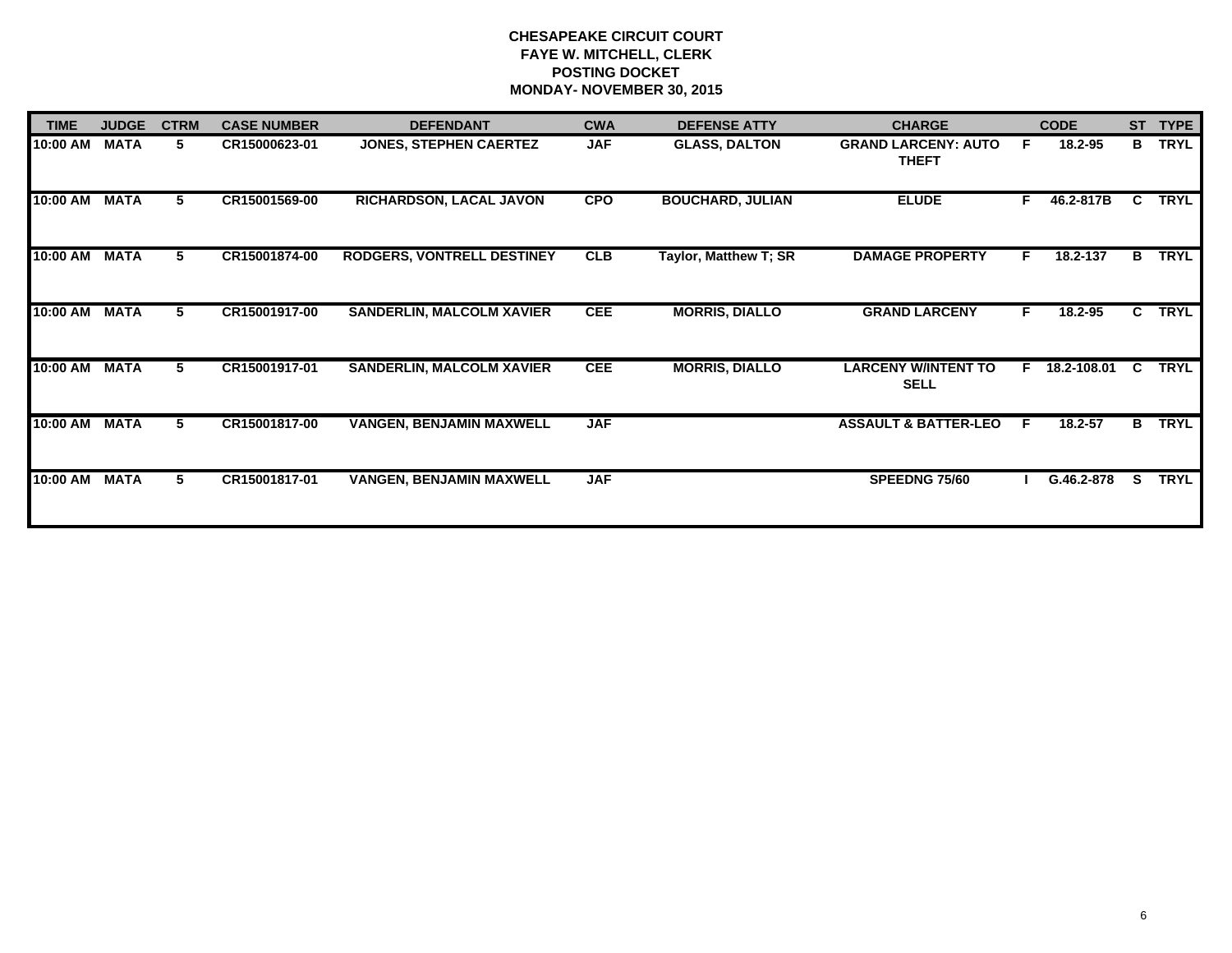**CHESAPEAKE CIRCUIT COURT**
**FAYE W. MITCHELL, CLERK**
**POSTING DOCKET**
**MONDAY- NOVEMBER 30, 2015**

| TIME | JUDGE | CTRM | CASE NUMBER | DEFENDANT | CWA | DEFENSE ATTY | CHARGE | | CODE | ST | TYPE |
|---|---|---|---|---|---|---|---|---|---|---|---|
| 10:00 AM | MATA | 5 | CR15000623-01 | JONES, STEPHEN CAERTEZ | JAF | GLASS, DALTON | GRAND LARCENY: AUTO THEFT | F | 18.2-95 | B | TRYL |
| 10:00 AM | MATA | 5 | CR15001569-00 | RICHARDSON, LACAL JAVON | CPO | BOUCHARD, JULIAN | ELUDE | F | 46.2-817B | C | TRYL |
| 10:00 AM | MATA | 5 | CR15001874-00 | RODGERS, VONTRELL DESTINEY | CLB | Taylor, Matthew T; SR | DAMAGE PROPERTY | F | 18.2-137 | B | TRYL |
| 10:00 AM | MATA | 5 | CR15001917-00 | SANDERLIN, MALCOLM XAVIER | CEE | MORRIS, DIALLO | GRAND LARCENY | F | 18.2-95 | C | TRYL |
| 10:00 AM | MATA | 5 | CR15001917-01 | SANDERLIN, MALCOLM XAVIER | CEE | MORRIS, DIALLO | LARCENY W/INTENT TO SELL | F | 18.2-108.01 | C | TRYL |
| 10:00 AM | MATA | 5 | CR15001817-00 | VANGEN, BENJAMIN MAXWELL | JAF | | ASSAULT & BATTER-LEO | F | 18.2-57 | B | TRYL |
| 10:00 AM | MATA | 5 | CR15001817-01 | VANGEN, BENJAMIN MAXWELL | JAF | | SPEEDNG 75/60 | I | G.46.2-878 | S | TRYL |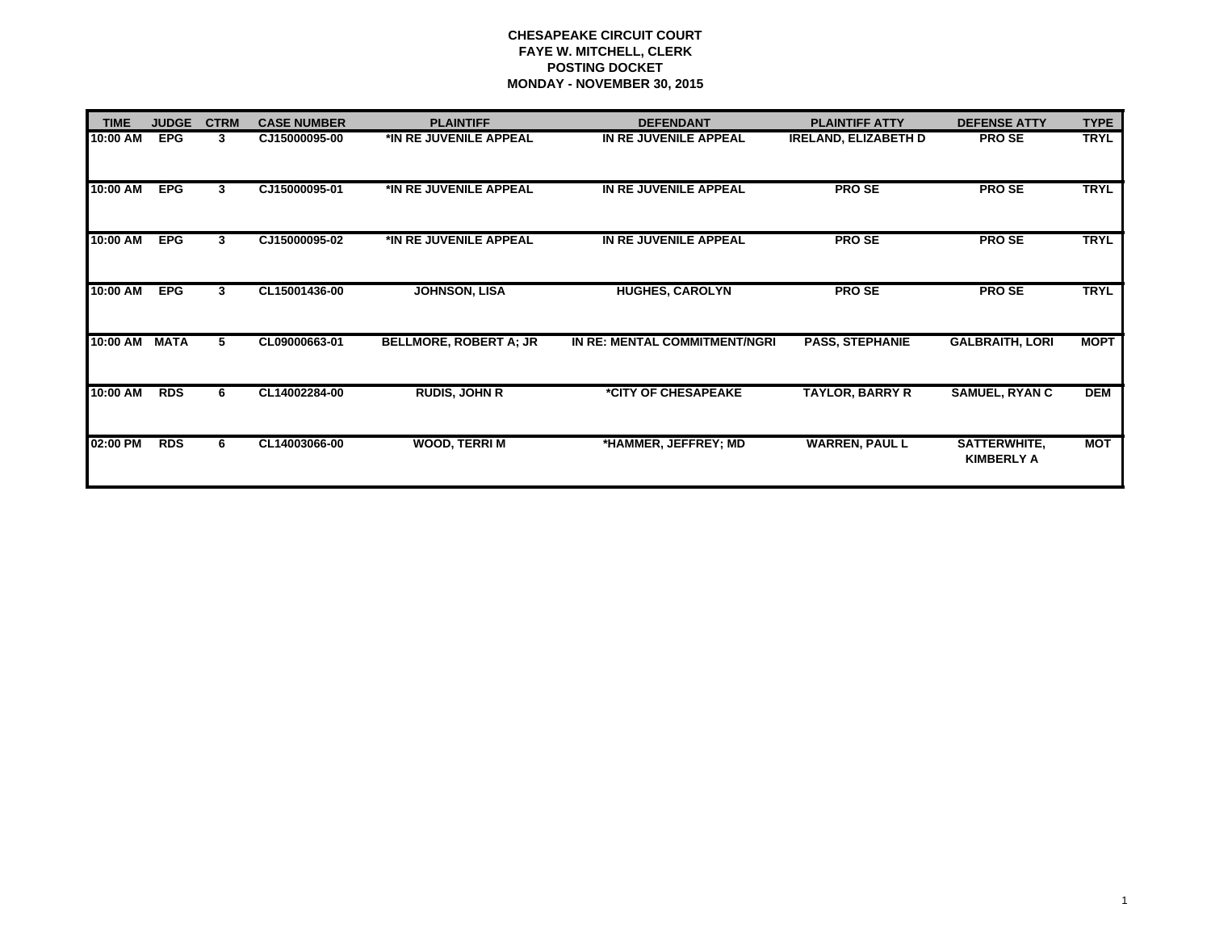# CHESAPEAKE CIRCUIT COURT
## FAYE W. MITCHELL, CLERK
## POSTING DOCKET
## MONDAY - NOVEMBER 30, 2015

| TIME | JUDGE | CTRM | CASE NUMBER | PLAINTIFF | DEFENDANT | PLAINTIFF ATTY | DEFENSE ATTY | TYPE |
|---|---|---|---|---|---|---|---|---|
| 10:00 AM | EPG | 3 | CJ15000095-00 | *IN RE JUVENILE APPEAL | IN RE JUVENILE APPEAL | IRELAND, ELIZABETH D | PRO SE | TRYL |
| 10:00 AM | EPG | 3 | CJ15000095-01 | *IN RE JUVENILE APPEAL | IN RE JUVENILE APPEAL | PRO SE | PRO SE | TRYL |
| 10:00 AM | EPG | 3 | CJ15000095-02 | *IN RE JUVENILE APPEAL | IN RE JUVENILE APPEAL | PRO SE | PRO SE | TRYL |
| 10:00 AM | EPG | 3 | CL15001436-00 | JOHNSON, LISA | HUGHES, CAROLYN | PRO SE | PRO SE | TRYL |
| 10:00 AM | MATA | 5 | CL09000663-01 | BELLMORE, ROBERT A; JR | IN RE: MENTAL COMMITMENT/NGRI | PASS, STEPHANIE | GALBRAITH, LORI | MOPT |
| 10:00 AM | RDS | 6 | CL14002284-00 | RUDIS, JOHN R | *CITY OF CHESAPEAKE | TAYLOR, BARRY R | SAMUEL, RYAN C | DEM |
| 02:00 PM | RDS | 6 | CL14003066-00 | WOOD, TERRI M | *HAMMER, JEFFREY; MD | WARREN, PAUL L | SATTERWHITE, KIMBERLY A | MOT |